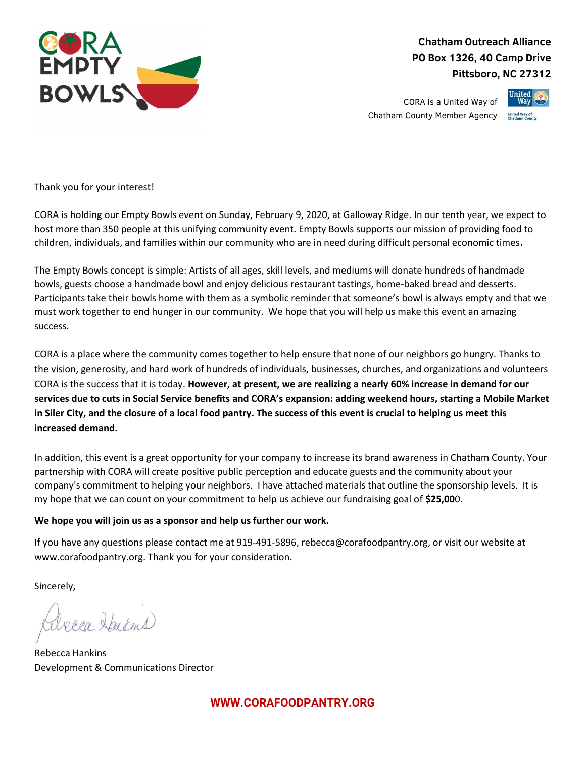CORA EMPTY BOWLS

**Chatham Outreach Alliance**
**PO Box 1326, 40 Camp Drive**
**Pittsboro, NC 27312**

CORA is a United Way of Chatham County Member Agency

Thank you for your interest!

CORA is holding our Empty Bowls event on Sunday, February 9, 2020, at Galloway Ridge. In our tenth year, we expect to host more than 350 people at this unifying community event. Empty Bowls supports our mission of providing food to children, individuals, and families within our community who are in need during difficult personal economic times.

The Empty Bowls concept is simple: Artists of all ages, skill levels, and mediums will donate hundreds of handmade bowls, guests choose a handmade bowl and enjoy delicious restaurant tastings, home-baked bread and desserts. Participants take their bowls home with them as a symbolic reminder that someone's bowl is always empty and that we must work together to end hunger in our community. We hope that you will help us make this event an amazing success.

CORA is a place where the community comes together to help ensure that none of our neighbors go hungry. Thanks to the vision, generosity, and hard work of hundreds of individuals, businesses, churches, and organizations and volunteers CORA is the success that it is today. **However, at present, we are realizing a nearly 60% increase in demand for our services due to cuts in Social Service benefits and CORA's expansion: adding weekend hours, starting a Mobile Market in Siler City, and the closure of a local food pantry. The success of this event is crucial to helping us meet this increased demand.**

In addition, this event is a great opportunity for your company to increase its brand awareness in Chatham County. Your partnership with CORA will create positive public perception and educate guests and the community about your company's commitment to helping your neighbors. I have attached materials that outline the sponsorship levels. It is my hope that we can count on your commitment to help us achieve our fundraising goal of **$25,000**.

**We hope you will join us as a sponsor and help us further our work.**

If you have any questions please contact me at 919-491-5896, rebecca@corafoodpantry.org, or visit our website at www.corafoodpantry.org. Thank you for your consideration.

Sincerely,

Rebecca Hankins
Development & Communications Director

**WWW.CORAFOODPANTRY.ORG**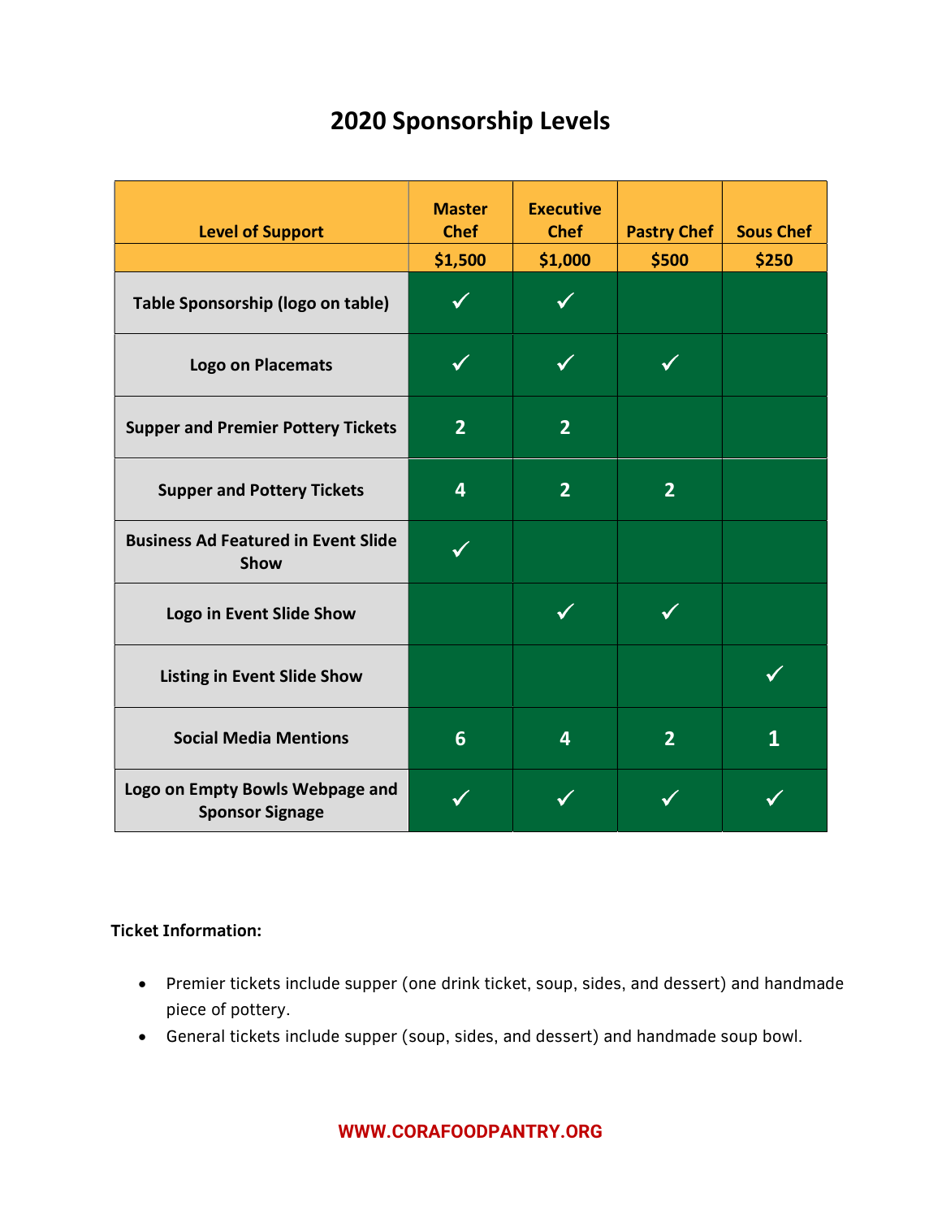# 2020 Sponsorship Levels

| Level of Support | Master Chef | Executive Chef | Pastry Chef | Sous Chef |
|---|---|---|---|---|
| | $1,500 | $1,000 | $500 | $250 |
| Table Sponsorship (logo on table) | ✓ | ✓ | | |
| Logo on Placemats | ✓ | ✓ | ✓ | |
| Supper and Premier Pottery Tickets | 2 | 2 | | |
| Supper and Pottery Tickets | 4 | 2 | 2 | |
| Business Ad Featured in Event Slide Show | ✓ | | | |
| Logo in Event Slide Show | | ✓ | ✓ | |
| Listing in Event Slide Show | | | | ✓ |
| Social Media Mentions | 6 | 4 | 2 | 1 |
| Logo on Empty Bowls Webpage and Sponsor Signage | ✓ | ✓ | ✓ | ✓ |

**Ticket Information:**

- Premier tickets include supper (one drink ticket, soup, sides, and dessert) and handmade piece of pottery.
- General tickets include supper (soup, sides, and dessert) and handmade soup bowl.

**WWW.CORAFOODPANTRY.ORG**